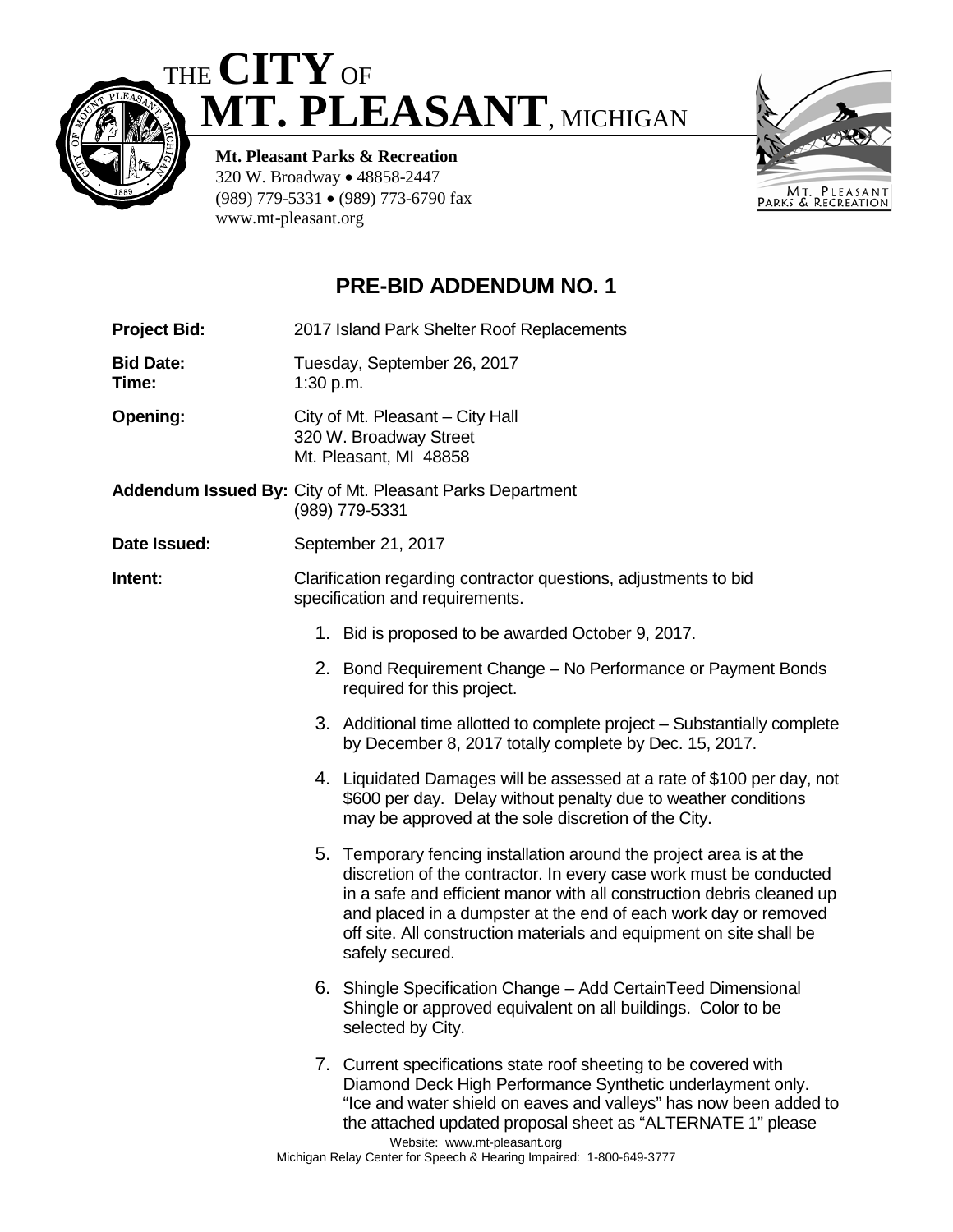# THE CITY OF MT. PLEASANT, MICHIGAN

**Mt. Pleasant Parks & Recreation**
320 W. Broadway • 48858-2447
(989) 779-5331 • (989) 773-6790 fax
www.mt-pleasant.org

MT. PLEASANT PARKS & RECREATION

## PRE-BID ADDENDUM NO. 1

**Project Bid:** 2017 Island Park Shelter Roof Replacements

**Bid Date:** Tuesday, September 26, 2017
**Time:** 1:30 p.m.

**Opening:** City of Mt. Pleasant – City Hall
320 W. Broadway Street
Mt. Pleasant, MI 48858

**Addendum Issued By:** City of Mt. Pleasant Parks Department
(989) 779-5331

**Date Issued:** September 21, 2017

**Intent:** Clarification regarding contractor questions, adjustments to bid specification and requirements.

1. Bid is proposed to be awarded October 9, 2017.
2. Bond Requirement Change – No Performance or Payment Bonds required for this project.
3. Additional time allotted to complete project – Substantially complete by December 8, 2017 totally complete by Dec. 15, 2017.
4. Liquidated Damages will be assessed at a rate of $100 per day, not $600 per day. Delay without penalty due to weather conditions may be approved at the sole discretion of the City.
5. Temporary fencing installation around the project area is at the discretion of the contractor. In every case work must be conducted in a safe and efficient manor with all construction debris cleaned up and placed in a dumpster at the end of each work day or removed off site. All construction materials and equipment on site shall be safely secured.
6. Shingle Specification Change – Add CertainTeed Dimensional Shingle or approved equivalent on all buildings. Color to be selected by City.
7. Current specifications state roof sheeting to be covered with Diamond Deck High Performance Synthetic underlayment only. "Ice and water shield on eaves and valleys" has now been added to the attached updated proposal sheet as "ALTERNATE 1" please

Website: www.mt-pleasant.org
Michigan Relay Center for Speech & Hearing Impaired: 1-800-649-3777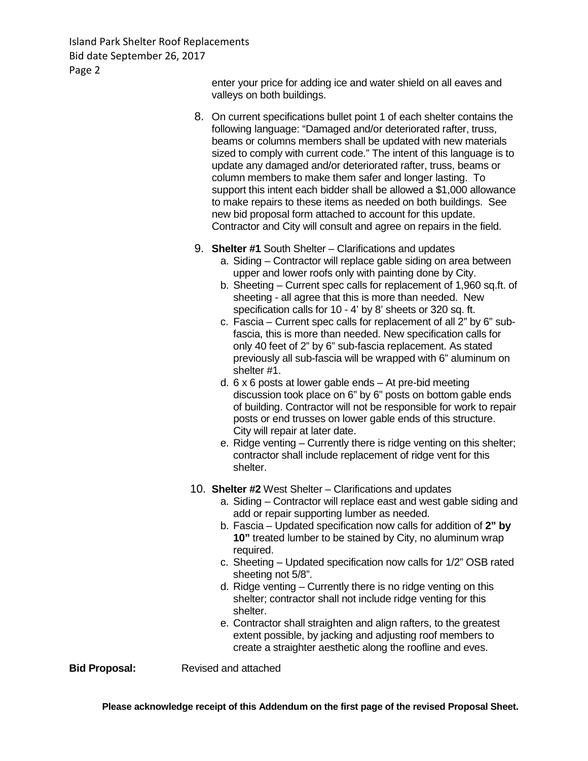enter your price for adding ice and water shield on all eaves and valleys on both buildings.

8. On current specifications bullet point 1 of each shelter contains the following language: "Damaged and/or deteriorated rafter, truss, beams or columns members shall be updated with new materials sized to comply with current code." The intent of this language is to update any damaged and/or deteriorated rafter, truss, beams or column members to make them safer and longer lasting. To support this intent each bidder shall be allowed a $1,000 allowance to make repairs to these items as needed on both buildings. See new bid proposal form attached to account for this update. Contractor and City will consult and agree on repairs in the field.

9. **Shelter #1** South Shelter – Clarifications and updates
   a. Siding – Contractor will replace gable siding on area between upper and lower roofs only with painting done by City.
   b. Sheeting – Current spec calls for replacement of 1,960 sq.ft. of sheeting - all agree that this is more than needed. New specification calls for 10 - 4' by 8' sheets or 320 sq. ft.
   c. Fascia – Current spec calls for replacement of all 2" by 6" sub-fascia, this is more than needed. New specification calls for only 40 feet of 2" by 6" sub-fascia replacement. As stated previously all sub-fascia will be wrapped with 6" aluminum on shelter #1.
   d. 6 x 6 posts at lower gable ends – At pre-bid meeting discussion took place on 6" by 6" posts on bottom gable ends of building. Contractor will not be responsible for work to repair posts or end trusses on lower gable ends of this structure. City will repair at later date.
   e. Ridge venting – Currently there is ridge venting on this shelter; contractor shall include replacement of ridge vent for this shelter.

10. **Shelter #2** West Shelter – Clarifications and updates
    a. Siding – Contractor will replace east and west gable siding and add or repair supporting lumber as needed.
    b. Fascia – Updated specification now calls for addition of **2" by 10"** treated lumber to be stained by City, no aluminum wrap required.
    c. Sheeting – Updated specification now calls for 1/2" OSB rated sheeting not 5/8".
    d. Ridge venting – Currently there is no ridge venting on this shelter; contractor shall not include ridge venting for this shelter.
    e. Contractor shall straighten and align rafters, to the greatest extent possible, by jacking and adjusting roof members to create a straighter aesthetic along the roofline and eves.

**Bid Proposal:** Revised and attached

**Please acknowledge receipt of this Addendum on the first page of the revised Proposal Sheet.**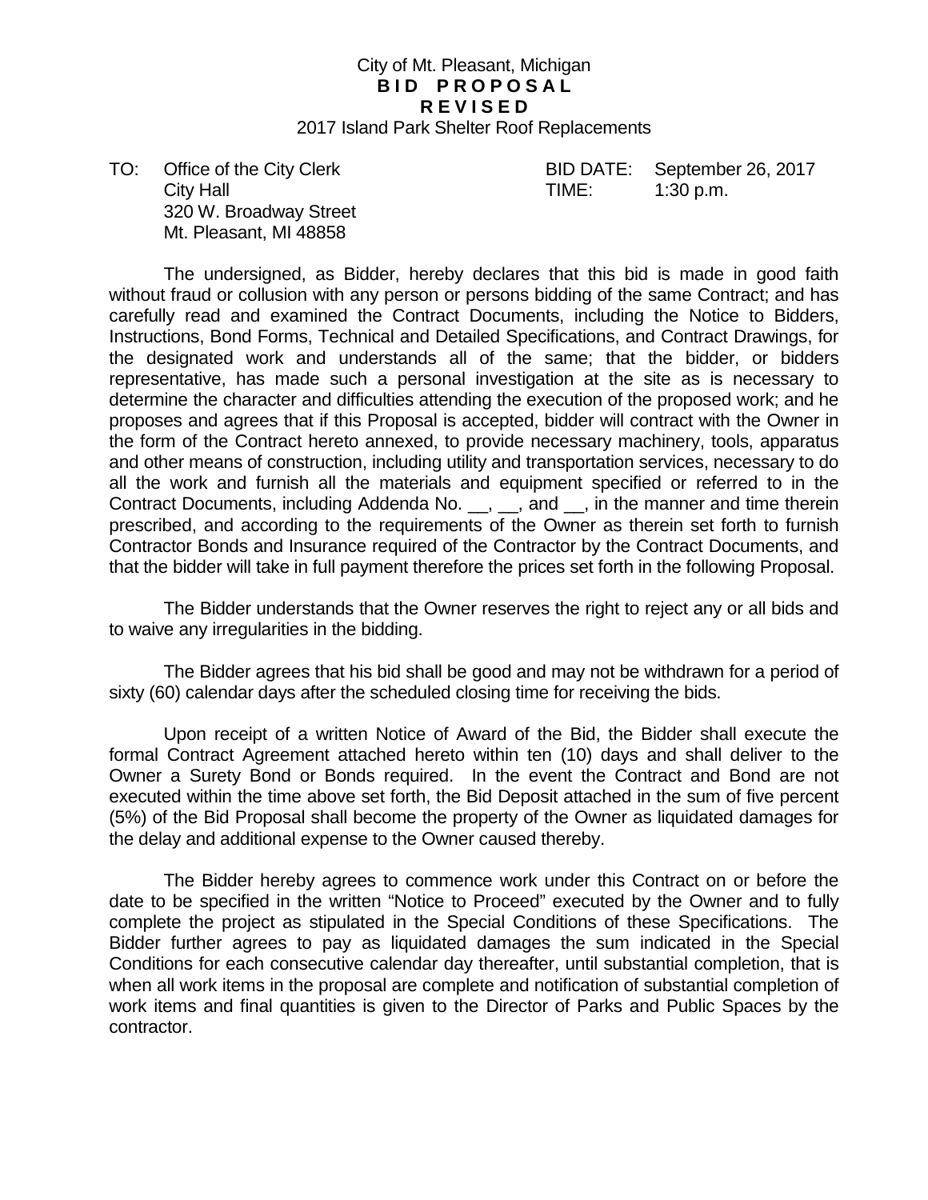City of Mt. Pleasant, Michigan

**B I D   P R O P O S A L**

**R E V I S E D**

2017 Island Park Shelter Roof Replacements

TO: Office of the City Clerk
City Hall
320 W. Broadway Street
Mt. Pleasant, MI 48858

BID DATE: September 26, 2017
TIME: 1:30 p.m.

The undersigned, as Bidder, hereby declares that this bid is made in good faith without fraud or collusion with any person or persons bidding of the same Contract; and has carefully read and examined the Contract Documents, including the Notice to Bidders, Instructions, Bond Forms, Technical and Detailed Specifications, and Contract Drawings, for the designated work and understands all of the same; that the bidder, or bidders representative, has made such a personal investigation at the site as is necessary to determine the character and difficulties attending the execution of the proposed work; and he proposes and agrees that if this Proposal is accepted, bidder will contract with the Owner in the form of the Contract hereto annexed, to provide necessary machinery, tools, apparatus and other means of construction, including utility and transportation services, necessary to do all the work and furnish all the materials and equipment specified or referred to in the Contract Documents, including Addenda No. __, __, and __, in the manner and time therein prescribed, and according to the requirements of the Owner as therein set forth to furnish Contractor Bonds and Insurance required of the Contractor by the Contract Documents, and that the bidder will take in full payment therefore the prices set forth in the following Proposal.

The Bidder understands that the Owner reserves the right to reject any or all bids and to waive any irregularities in the bidding.

The Bidder agrees that his bid shall be good and may not be withdrawn for a period of sixty (60) calendar days after the scheduled closing time for receiving the bids.

Upon receipt of a written Notice of Award of the Bid, the Bidder shall execute the formal Contract Agreement attached hereto within ten (10) days and shall deliver to the Owner a Surety Bond or Bonds required. In the event the Contract and Bond are not executed within the time above set forth, the Bid Deposit attached in the sum of five percent (5%) of the Bid Proposal shall become the property of the Owner as liquidated damages for the delay and additional expense to the Owner caused thereby.

The Bidder hereby agrees to commence work under this Contract on or before the date to be specified in the written "Notice to Proceed" executed by the Owner and to fully complete the project as stipulated in the Special Conditions of these Specifications. The Bidder further agrees to pay as liquidated damages the sum indicated in the Special Conditions for each consecutive calendar day thereafter, until substantial completion, that is when all work items in the proposal are complete and notification of substantial completion of work items and final quantities is given to the Director of Parks and Public Spaces by the contractor.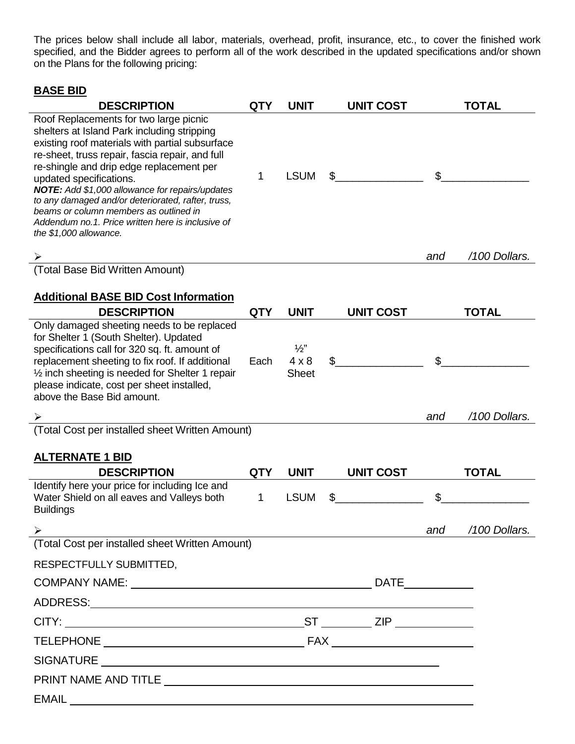The prices below shall include all labor, materials, overhead, profit, insurance, etc., to cover the finished work specified, and the Bidder agrees to perform all of the work described in the updated specifications and/or shown on the Plans for the following pricing:

**BASE BID**

| DESCRIPTION | QTY | UNIT | UNIT COST | TOTAL |
|---|---|---|---|---|
| Roof Replacements for two large picnic shelters at Island Park including stripping existing roof materials with partial subsurface re-sheet, truss repair, fascia repair, and full re-shingle and drip edge replacement per updated specifications. ***NOTE:*** *Add $1,000 allowance for repairs/updates to any damaged and/or deteriorated, rafter, truss, beams or column members as outlined in Addendum no.1. Price written here is inclusive of the $1,000 allowance.* | 1 | LSUM | $______________ | $______________ |

➢ ____________________________________________ *and* ______ */100 Dollars.*

(Total Base Bid Written Amount)

**Additional BASE BID Cost Information**

| DESCRIPTION | QTY | UNIT | UNIT COST | TOTAL |
|---|---|---|---|---|
| Only damaged sheeting needs to be replaced for Shelter 1 (South Shelter). Updated specifications call for 320 sq. ft. amount of replacement sheeting to fix roof. If additional ½ inch sheeting is needed for Shelter 1 repair please indicate, cost per sheet installed, above the Base Bid amount. | Each | ½" 4 x 8 Sheet | $______________ | $______________ |

➢ ____________________________________________ *and* ______ */100 Dollars.*

(Total Cost per installed sheet Written Amount)

**ALTERNATE 1 BID**

| DESCRIPTION | QTY | UNIT | UNIT COST | TOTAL |
|---|---|---|---|---|
| Identify here your price for including Ice and Water Shield on all eaves and Valleys both Buildings | 1 | LSUM | $______________ | $______________ |

➢ ____________________________________________ *and* ______ */100 Dollars.*

(Total Cost per installed sheet Written Amount)

RESPECTFULLY SUBMITTED,

COMPANY NAME: ________________________________ DATE__________

ADDRESS: ____________________________________________

CITY: ______________________________ ST ________ ZIP __________

TELEPHONE ___________________________ FAX ___________________

SIGNATURE ____________________________________________

PRINT NAME AND TITLE ____________________________________________

EMAIL ____________________________________________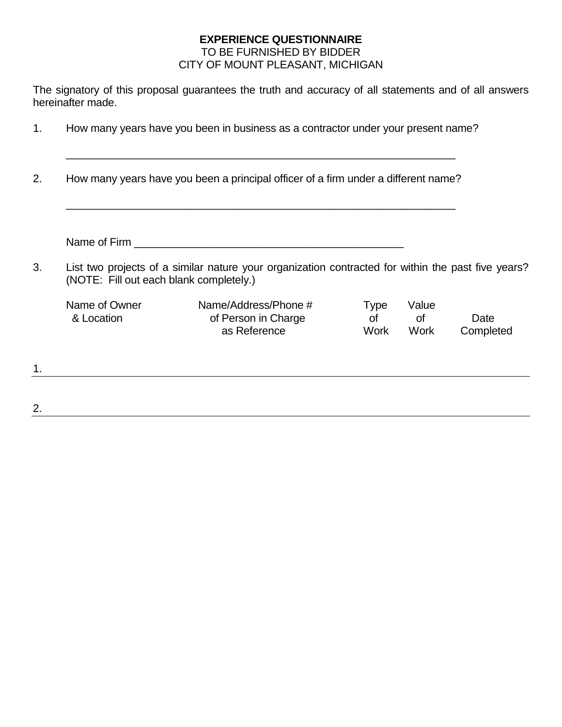**EXPERIENCE QUESTIONNAIRE**
TO BE FURNISHED BY BIDDER
CITY OF MOUNT PLEASANT, MICHIGAN

The signatory of this proposal guarantees the truth and accuracy of all statements and of all answers hereinafter made.

1. How many years have you been in business as a contractor under your present name?

   ______________________________________________________________

2. How many years have you been a principal officer of a firm under a different name?

   ______________________________________________________________

   Name of Firm ____________________________________________

3. List two projects of a similar nature your organization contracted for within the past five years? (NOTE: Fill out each blank completely.)

| | Name of Owner & Location | Name/Address/Phone # of Person in Charge as Reference | Type of Work | Value of Work | Date Completed |
|---|---|---|---|---|---|
| 1. | | | | | |
| 2. | | | | | |